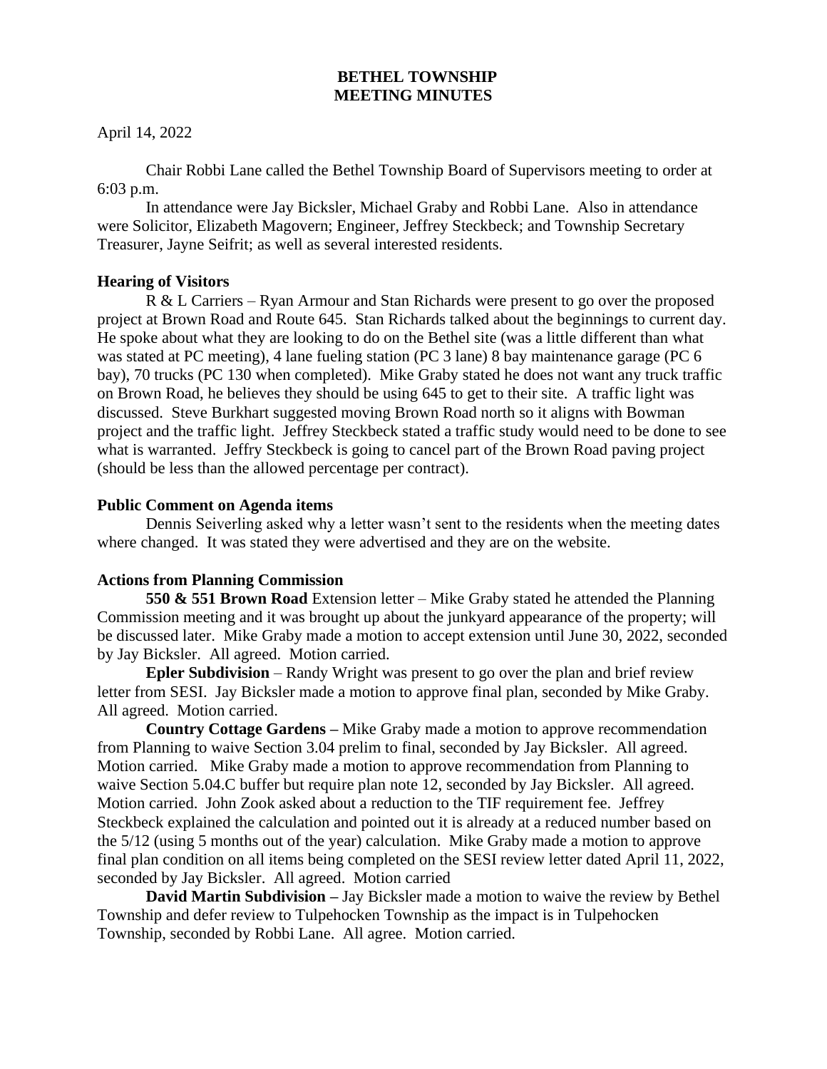# BETHEL TOWNSHIP
# MEETING MINUTES

April 14, 2022

Chair Robbi Lane called the Bethel Township Board of Supervisors meeting to order at 6:03 p.m.

In attendance were Jay Bicksler, Michael Graby and Robbi Lane. Also in attendance were Solicitor, Elizabeth Magovern; Engineer, Jeffrey Steckbeck; and Township Secretary Treasurer, Jayne Seifrit; as well as several interested residents.

**Hearing of Visitors**

R & L Carriers – Ryan Armour and Stan Richards were present to go over the proposed project at Brown Road and Route 645. Stan Richards talked about the beginnings to current day. He spoke about what they are looking to do on the Bethel site (was a little different than what was stated at PC meeting), 4 lane fueling station (PC 3 lane) 8 bay maintenance garage (PC 6 bay), 70 trucks (PC 130 when completed). Mike Graby stated he does not want any truck traffic on Brown Road, he believes they should be using 645 to get to their site. A traffic light was discussed. Steve Burkhart suggested moving Brown Road north so it aligns with Bowman project and the traffic light. Jeffrey Steckbeck stated a traffic study would need to be done to see what is warranted. Jeffry Steckbeck is going to cancel part of the Brown Road paving project (should be less than the allowed percentage per contract).

**Public Comment on Agenda items**

Dennis Seiverling asked why a letter wasn't sent to the residents when the meeting dates where changed. It was stated they were advertised and they are on the website.

**Actions from Planning Commission**

**550 & 551 Brown Road** Extension letter – Mike Graby stated he attended the Planning Commission meeting and it was brought up about the junkyard appearance of the property; will be discussed later. Mike Graby made a motion to accept extension until June 30, 2022, seconded by Jay Bicksler. All agreed. Motion carried.

**Epler Subdivision** – Randy Wright was present to go over the plan and brief review letter from SESI. Jay Bicksler made a motion to approve final plan, seconded by Mike Graby. All agreed. Motion carried.

**Country Cottage Gardens –** Mike Graby made a motion to approve recommendation from Planning to waive Section 3.04 prelim to final, seconded by Jay Bicksler. All agreed. Motion carried. Mike Graby made a motion to approve recommendation from Planning to waive Section 5.04.C buffer but require plan note 12, seconded by Jay Bicksler. All agreed. Motion carried. John Zook asked about a reduction to the TIF requirement fee. Jeffrey Steckbeck explained the calculation and pointed out it is already at a reduced number based on the 5/12 (using 5 months out of the year) calculation. Mike Graby made a motion to approve final plan condition on all items being completed on the SESI review letter dated April 11, 2022, seconded by Jay Bicksler. All agreed. Motion carried

**David Martin Subdivision –** Jay Bicksler made a motion to waive the review by Bethel Township and defer review to Tulpehocken Township as the impact is in Tulpehocken Township, seconded by Robbi Lane. All agree. Motion carried.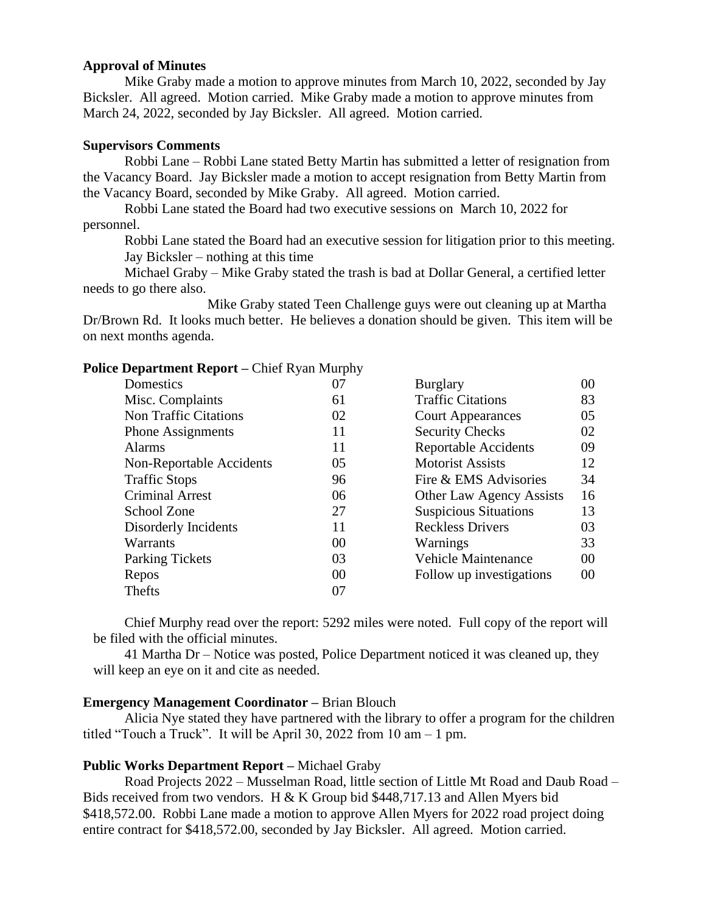**Approval of Minutes**

Mike Graby made a motion to approve minutes from March 10, 2022, seconded by Jay Bicksler. All agreed. Motion carried. Mike Graby made a motion to approve minutes from March 24, 2022, seconded by Jay Bicksler. All agreed. Motion carried.

**Supervisors Comments**

Robbi Lane – Robbi Lane stated Betty Martin has submitted a letter of resignation from the Vacancy Board. Jay Bicksler made a motion to accept resignation from Betty Martin from the Vacancy Board, seconded by Mike Graby. All agreed. Motion carried.

Robbi Lane stated the Board had two executive sessions on March 10, 2022 for personnel.

Robbi Lane stated the Board had an executive session for litigation prior to this meeting.

Jay Bicksler – nothing at this time

Michael Graby – Mike Graby stated the trash is bad at Dollar General, a certified letter needs to go there also.

Mike Graby stated Teen Challenge guys were out cleaning up at Martha Dr/Brown Rd. It looks much better. He believes a donation should be given. This item will be on next months agenda.

**Police Department Report –** Chief Ryan Murphy

| | | | |
|---|---|---|---|
| Domestics | 07 | Burglary | 00 |
| Misc. Complaints | 61 | Traffic Citations | 83 |
| Non Traffic Citations | 02 | Court Appearances | 05 |
| Phone Assignments | 11 | Security Checks | 02 |
| Alarms | 11 | Reportable Accidents | 09 |
| Non-Reportable Accidents | 05 | Motorist Assists | 12 |
| Traffic Stops | 96 | Fire & EMS Advisories | 34 |
| Criminal Arrest | 06 | Other Law Agency Assists | 16 |
| School Zone | 27 | Suspicious Situations | 13 |
| Disorderly Incidents | 11 | Reckless Drivers | 03 |
| Warrants | 00 | Warnings | 33 |
| Parking Tickets | 03 | Vehicle Maintenance | 00 |
| Repos | 00 | Follow up investigations | 00 |
| Thefts | 07 | | |

Chief Murphy read over the report: 5292 miles were noted. Full copy of the report will be filed with the official minutes.

41 Martha Dr – Notice was posted, Police Department noticed it was cleaned up, they will keep an eye on it and cite as needed.

**Emergency Management Coordinator –** Brian Blouch

Alicia Nye stated they have partnered with the library to offer a program for the children titled "Touch a Truck". It will be April 30, 2022 from 10 am – 1 pm.

**Public Works Department Report –** Michael Graby

Road Projects 2022 – Musselman Road, little section of Little Mt Road and Daub Road – Bids received from two vendors. H & K Group bid $448,717.13 and Allen Myers bid $418,572.00. Robbi Lane made a motion to approve Allen Myers for 2022 road project doing entire contract for $418,572.00, seconded by Jay Bicksler. All agreed. Motion carried.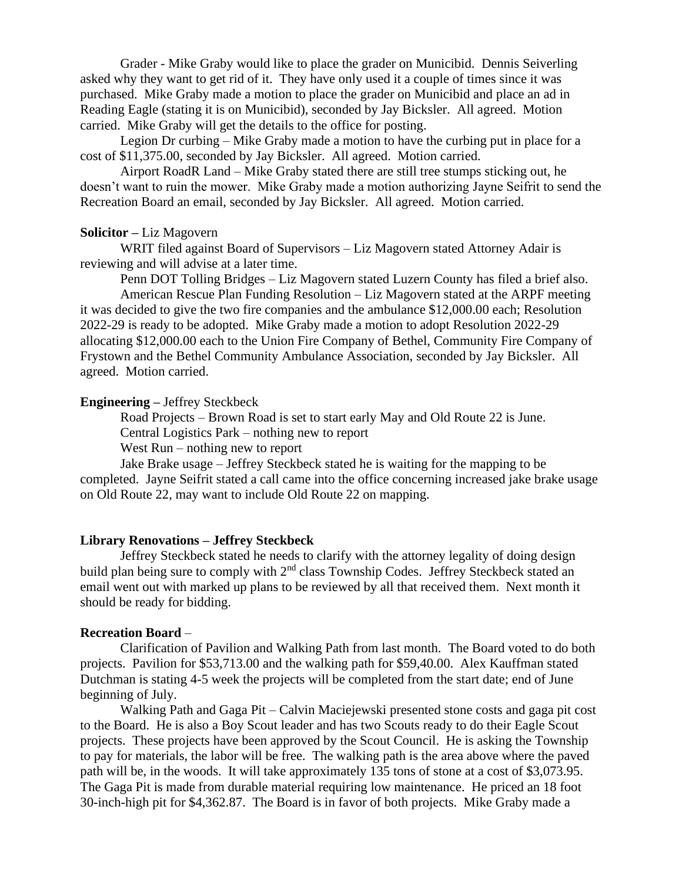Grader - Mike Graby would like to place the grader on Municibid. Dennis Seiverling asked why they want to get rid of it. They have only used it a couple of times since it was purchased. Mike Graby made a motion to place the grader on Municibid and place an ad in Reading Eagle (stating it is on Municibid), seconded by Jay Bicksler. All agreed. Motion carried. Mike Graby will get the details to the office for posting.

Legion Dr curbing – Mike Graby made a motion to have the curbing put in place for a cost of $11,375.00, seconded by Jay Bicksler. All agreed. Motion carried.

Airport RoadR Land – Mike Graby stated there are still tree stumps sticking out, he doesn't want to ruin the mower. Mike Graby made a motion authorizing Jayne Seifrit to send the Recreation Board an email, seconded by Jay Bicksler. All agreed. Motion carried.

**Solicitor –** Liz Magovern

WRIT filed against Board of Supervisors – Liz Magovern stated Attorney Adair is reviewing and will advise at a later time.

Penn DOT Tolling Bridges – Liz Magovern stated Luzern County has filed a brief also.

American Rescue Plan Funding Resolution – Liz Magovern stated at the ARPF meeting it was decided to give the two fire companies and the ambulance $12,000.00 each; Resolution 2022-29 is ready to be adopted. Mike Graby made a motion to adopt Resolution 2022-29 allocating $12,000.00 each to the Union Fire Company of Bethel, Community Fire Company of Frystown and the Bethel Community Ambulance Association, seconded by Jay Bicksler. All agreed. Motion carried.

**Engineering –** Jeffrey Steckbeck

Road Projects – Brown Road is set to start early May and Old Route 22 is June.

Central Logistics Park – nothing new to report

West Run – nothing new to report

Jake Brake usage – Jeffrey Steckbeck stated he is waiting for the mapping to be completed. Jayne Seifrit stated a call came into the office concerning increased jake brake usage on Old Route 22, may want to include Old Route 22 on mapping.

**Library Renovations – Jeffrey Steckbeck**

Jeffrey Steckbeck stated he needs to clarify with the attorney legality of doing design build plan being sure to comply with 2nd class Township Codes. Jeffrey Steckbeck stated an email went out with marked up plans to be reviewed by all that received them. Next month it should be ready for bidding.

**Recreation Board** –

Clarification of Pavilion and Walking Path from last month. The Board voted to do both projects. Pavilion for $53,713.00 and the walking path for $59,40.00. Alex Kauffman stated Dutchman is stating 4-5 week the projects will be completed from the start date; end of June beginning of July.

Walking Path and Gaga Pit – Calvin Maciejewski presented stone costs and gaga pit cost to the Board. He is also a Boy Scout leader and has two Scouts ready to do their Eagle Scout projects. These projects have been approved by the Scout Council. He is asking the Township to pay for materials, the labor will be free. The walking path is the area above where the paved path will be, in the woods. It will take approximately 135 tons of stone at a cost of $3,073.95. The Gaga Pit is made from durable material requiring low maintenance. He priced an 18 foot 30-inch-high pit for $4,362.87. The Board is in favor of both projects. Mike Graby made a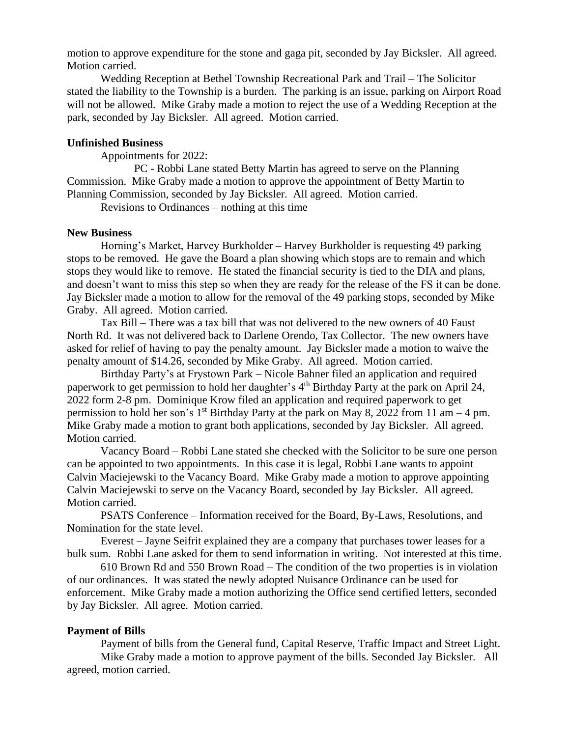motion to approve expenditure for the stone and gaga pit, seconded by Jay Bicksler. All agreed. Motion carried.

Wedding Reception at Bethel Township Recreational Park and Trail – The Solicitor stated the liability to the Township is a burden. The parking is an issue, parking on Airport Road will not be allowed. Mike Graby made a motion to reject the use of a Wedding Reception at the park, seconded by Jay Bicksler. All agreed. Motion carried.

**Unfinished Business**

Appointments for 2022:

PC - Robbi Lane stated Betty Martin has agreed to serve on the Planning Commission. Mike Graby made a motion to approve the appointment of Betty Martin to Planning Commission, seconded by Jay Bicksler. All agreed. Motion carried.

Revisions to Ordinances – nothing at this time

**New Business**

Horning's Market, Harvey Burkholder – Harvey Burkholder is requesting 49 parking stops to be removed. He gave the Board a plan showing which stops are to remain and which stops they would like to remove. He stated the financial security is tied to the DIA and plans, and doesn't want to miss this step so when they are ready for the release of the FS it can be done. Jay Bicksler made a motion to allow for the removal of the 49 parking stops, seconded by Mike Graby. All agreed. Motion carried.

Tax Bill – There was a tax bill that was not delivered to the new owners of 40 Faust North Rd. It was not delivered back to Darlene Orendo, Tax Collector. The new owners have asked for relief of having to pay the penalty amount. Jay Bicksler made a motion to waive the penalty amount of $14.26, seconded by Mike Graby. All agreed. Motion carried.

Birthday Party's at Frystown Park – Nicole Bahner filed an application and required paperwork to get permission to hold her daughter's 4th Birthday Party at the park on April 24, 2022 form 2-8 pm. Dominique Krow filed an application and required paperwork to get permission to hold her son's 1st Birthday Party at the park on May 8, 2022 from 11 am – 4 pm. Mike Graby made a motion to grant both applications, seconded by Jay Bicksler. All agreed. Motion carried.

Vacancy Board – Robbi Lane stated she checked with the Solicitor to be sure one person can be appointed to two appointments. In this case it is legal, Robbi Lane wants to appoint Calvin Maciejewski to the Vacancy Board. Mike Graby made a motion to approve appointing Calvin Maciejewski to serve on the Vacancy Board, seconded by Jay Bicksler. All agreed. Motion carried.

PSATS Conference – Information received for the Board, By-Laws, Resolutions, and Nomination for the state level.

Everest – Jayne Seifrit explained they are a company that purchases tower leases for a bulk sum. Robbi Lane asked for them to send information in writing. Not interested at this time.

610 Brown Rd and 550 Brown Road – The condition of the two properties is in violation of our ordinances. It was stated the newly adopted Nuisance Ordinance can be used for enforcement. Mike Graby made a motion authorizing the Office send certified letters, seconded by Jay Bicksler. All agree. Motion carried.

**Payment of Bills**

Payment of bills from the General fund, Capital Reserve, Traffic Impact and Street Light.

Mike Graby made a motion to approve payment of the bills. Seconded Jay Bicksler. All agreed, motion carried.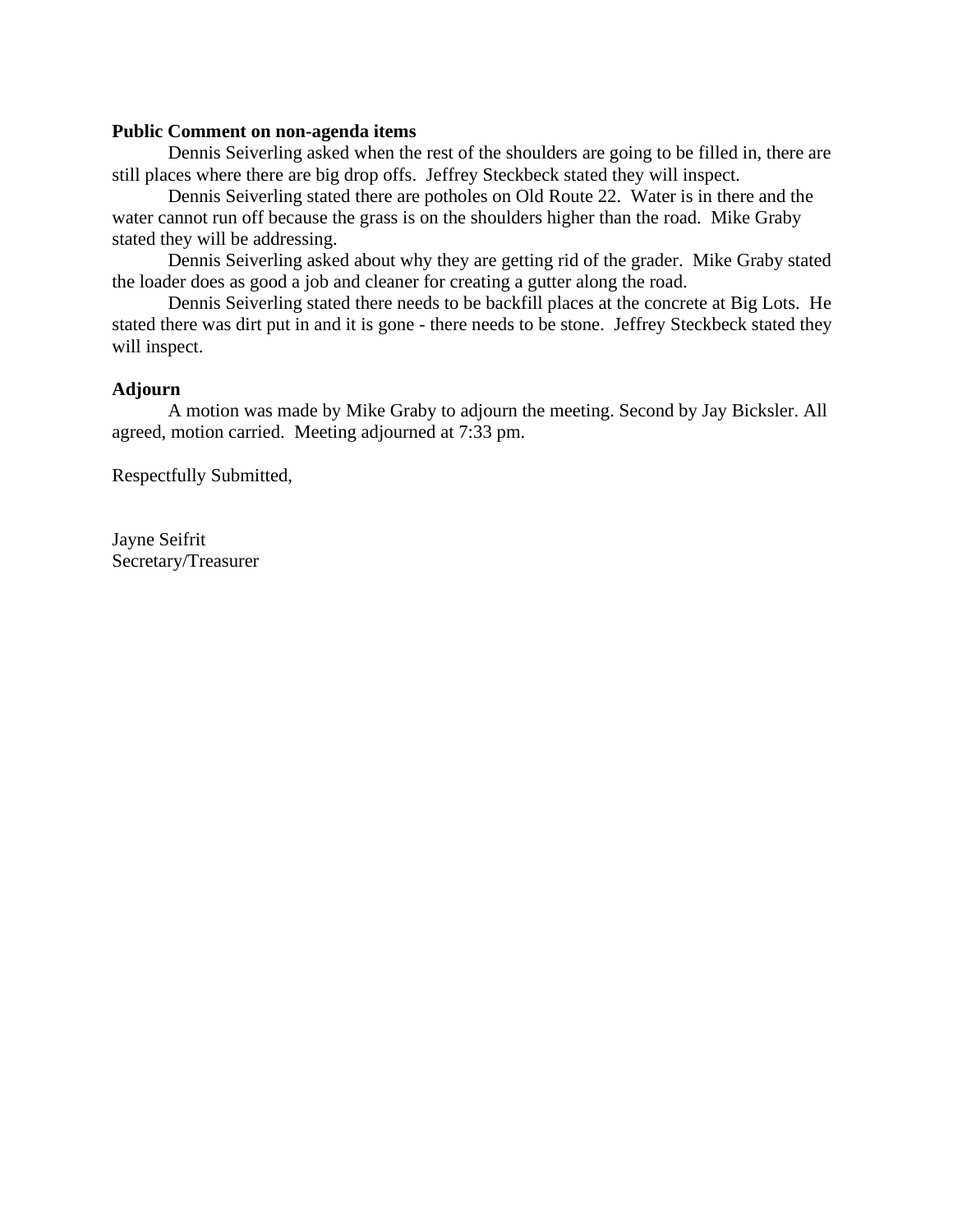**Public Comment on non-agenda items**

Dennis Seiverling asked when the rest of the shoulders are going to be filled in, there are still places where there are big drop offs. Jeffrey Steckbeck stated they will inspect.

Dennis Seiverling stated there are potholes on Old Route 22. Water is in there and the water cannot run off because the grass is on the shoulders higher than the road. Mike Graby stated they will be addressing.

Dennis Seiverling asked about why they are getting rid of the grader. Mike Graby stated the loader does as good a job and cleaner for creating a gutter along the road.

Dennis Seiverling stated there needs to be backfill places at the concrete at Big Lots. He stated there was dirt put in and it is gone - there needs to be stone. Jeffrey Steckbeck stated they will inspect.

**Adjourn**

A motion was made by Mike Graby to adjourn the meeting. Second by Jay Bicksler. All agreed, motion carried. Meeting adjourned at 7:33 pm.

Respectfully Submitted,

Jayne Seifrit
Secretary/Treasurer